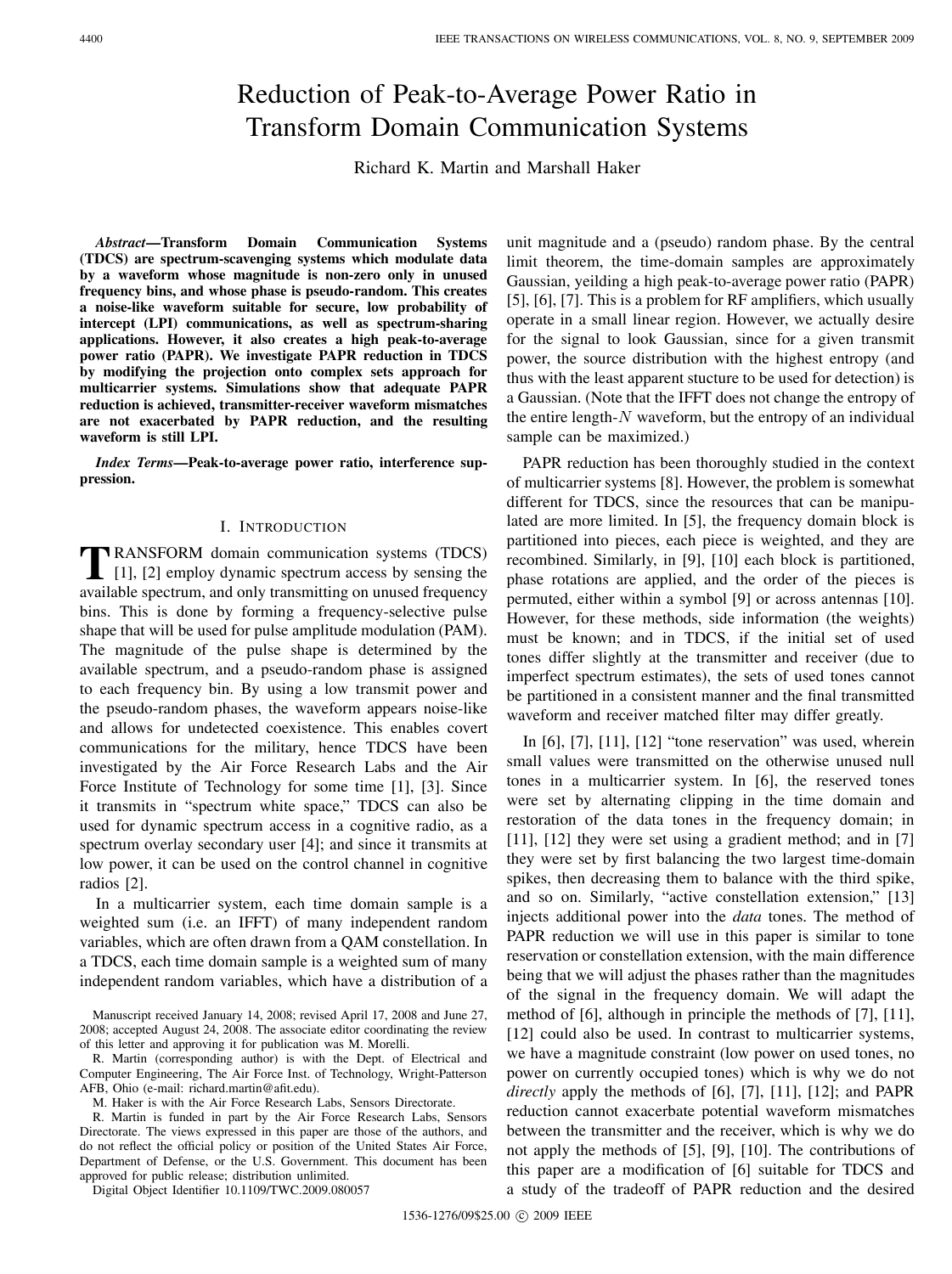# Reduction of Peak-to-Average Power Ratio in Transform Domain Communication Systems

Richard K. Martin and Marshall Haker

***Abstract*—Transform Domain Communication Systems (TDCS) are spectrum-scavenging systems which modulate data by a waveform whose magnitude is non-zero only in unused frequency bins, and whose phase is pseudo-random. This creates a noise-like waveform suitable for secure, low probability of intercept (LPI) communications, as well as spectrum-sharing applications. However, it also creates a high peak-to-average power ratio (PAPR). We investigate PAPR reduction in TDCS by modifying the projection onto complex sets approach for multicarrier systems. Simulations show that adequate PAPR reduction is achieved, transmitter-receiver waveform mismatches are not exacerbated by PAPR reduction, and the resulting waveform is still LPI.**

***Index Terms*—Peak-to-average power ratio, interference suppression.**

## I. Introduction

Transform domain communication systems (TDCS) [1], [2] employ dynamic spectrum access by sensing the available spectrum, and only transmitting on unused frequency bins. This is done by forming a frequency-selective pulse shape that will be used for pulse amplitude modulation (PAM). The magnitude of the pulse shape is determined by the available spectrum, and a pseudo-random phase is assigned to each frequency bin. By using a low transmit power and the pseudo-random phases, the waveform appears noise-like and allows for undetected coexistence. This enables covert communications for the military, hence TDCS have been investigated by the Air Force Research Labs and the Air Force Institute of Technology for some time [1], [3]. Since it transmits in "spectrum white space," TDCS can also be used for dynamic spectrum access in a cognitive radio, as a spectrum overlay secondary user [4]; and since it transmits at low power, it can be used on the control channel in cognitive radios [2].

In a multicarrier system, each time domain sample is a weighted sum (i.e. an IFFT) of many independent random variables, which are often drawn from a QAM constellation. In a TDCS, each time domain sample is a weighted sum of many independent random variables, which have a distribution of a unit magnitude and a (pseudo) random phase. By the central limit theorem, the time-domain samples are approximately Gaussian, yeilding a high peak-to-average power ratio (PAPR) [5], [6], [7]. This is a problem for RF amplifiers, which usually operate in a small linear region. However, we actually desire for the signal to look Gaussian, since for a given transmit power, the source distribution with the highest entropy (and thus with the least apparent stucture to be used for detection) is a Gaussian. (Note that the IFFT does not change the entropy of the entire length-$N$ waveform, but the entropy of an individual sample can be maximized.)

PAPR reduction has been thoroughly studied in the context of multicarrier systems [8]. However, the problem is somewhat different for TDCS, since the resources that can be manipulated are more limited. In [5], the frequency domain block is partitioned into pieces, each piece is weighted, and they are recombined. Similarly, in [9], [10] each block is partitioned, phase rotations are applied, and the order of the pieces is permuted, either within a symbol [9] or across antennas [10]. However, for these methods, side information (the weights) must be known; and in TDCS, if the initial set of used tones differ slightly at the transmitter and receiver (due to imperfect spectrum estimates), the sets of used tones cannot be partitioned in a consistent manner and the final transmitted waveform and receiver matched filter may differ greatly.

In [6], [7], [11], [12] "tone reservation" was used, wherein small values were transmitted on the otherwise unused null tones in a multicarrier system. In [6], the reserved tones were set by alternating clipping in the time domain and restoration of the data tones in the frequency domain; in [11], [12] they were set using a gradient method; and in [7] they were set by first balancing the two largest time-domain spikes, then decreasing them to balance with the third spike, and so on. Similarly, "active constellation extension," [13] injects additional power into the *data* tones. The method of PAPR reduction we will use in this paper is similar to tone reservation or constellation extension, with the main difference being that we will adjust the phases rather than the magnitudes of the signal in the frequency domain. We will adapt the method of [6], although in principle the methods of [7], [11], [12] could also be used. In contrast to multicarrier systems, we have a magnitude constraint (low power on used tones, no power on currently occupied tones) which is why we do not *directly* apply the methods of [6], [7], [11], [12]; and PAPR reduction cannot exacerbate potential waveform mismatches between the transmitter and the receiver, which is why we do not apply the methods of [5], [9], [10]. The contributions of this paper are a modification of [6] suitable for TDCS and a study of the tradeoff of PAPR reduction and the desired

Manuscript received January 14, 2008; revised April 17, 2008 and June 27, 2008; accepted August 24, 2008. The associate editor coordinating the review of this letter and approving it for publication was M. Morelli.

R. Martin (corresponding author) is with the Dept. of Electrical and Computer Engineering, The Air Force Inst. of Technology, Wright-Patterson AFB, Ohio (e-mail: richard.martin@afit.edu).

M. Haker is with the Air Force Research Labs, Sensors Directorate.

R. Martin is funded in part by the Air Force Research Labs, Sensors Directorate. The views expressed in this paper are those of the authors, and do not reflect the official policy or position of the United States Air Force, Department of Defense, or the U.S. Government. This document has been approved for public release; distribution unlimited.

Digital Object Identifier 10.1109/TWC.2009.080057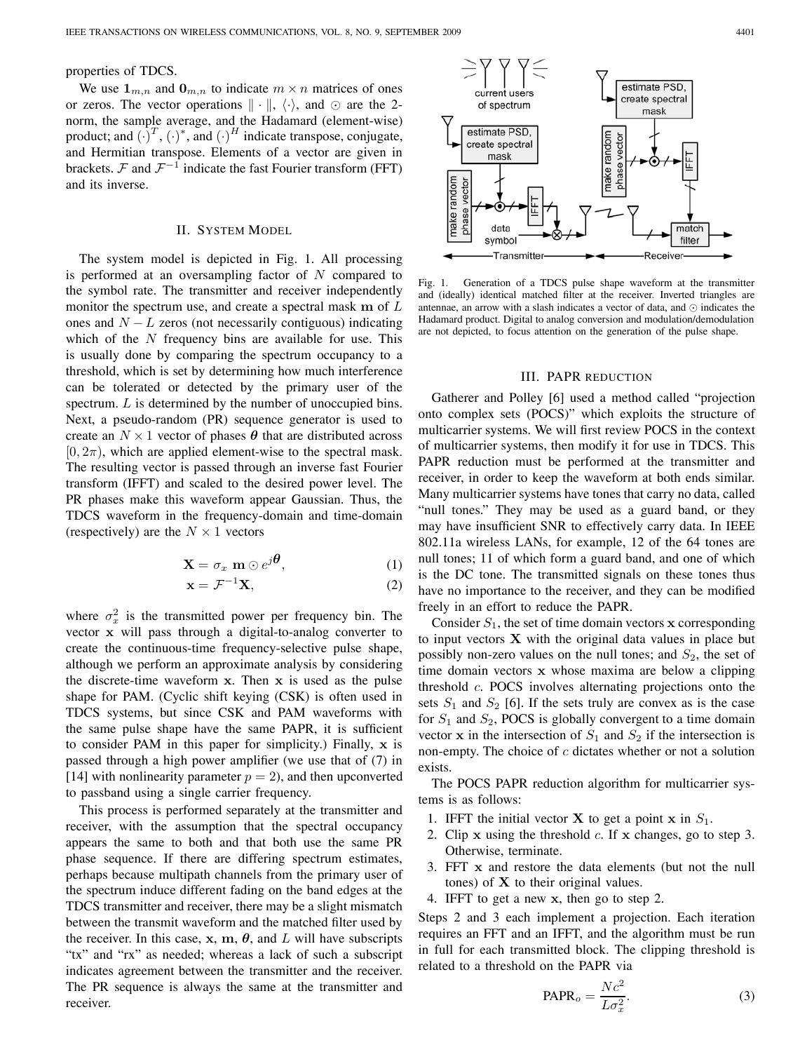properties of TDCS.

We use $\mathbf{1}_{m,n}$ and $\mathbf{0}_{m,n}$ to indicate $m \times n$ matrices of ones or zeros. The vector operations $\|\cdot\|$, $\langle\cdot\rangle$, and $\odot$ are the 2-norm, the sample average, and the Hadamard (element-wise) product; and $(\cdot)^T$, $(\cdot)^*$, and $(\cdot)^H$ indicate transpose, conjugate, and Hermitian transpose. Elements of a vector are given in brackets. $\mathcal{F}$ and $\mathcal{F}^{-1}$ indicate the fast Fourier transform (FFT) and its inverse.

## II. System Model

The system model is depicted in Fig. 1. All processing is performed at an oversampling factor of $N$ compared to the symbol rate. The transmitter and receiver independently monitor the spectrum use, and create a spectral mask $\mathbf{m}$ of $L$ ones and $N - L$ zeros (not necessarily contiguous) indicating which of the $N$ frequency bins are available for use. This is usually done by comparing the spectrum occupancy to a threshold, which is set by determining how much interference can be tolerated or detected by the primary user of the spectrum. $L$ is determined by the number of unoccupied bins. Next, a pseudo-random (PR) sequence generator is used to create an $N \times 1$ vector of phases $\boldsymbol{\theta}$ that are distributed across $[0, 2\pi)$, which are applied element-wise to the spectral mask. The resulting vector is passed through an inverse fast Fourier transform (IFFT) and scaled to the desired power level. The PR phases make this waveform appear Gaussian. Thus, the TDCS waveform in the frequency-domain and time-domain (respectively) are the $N \times 1$ vectors

$$\mathbf{X} = \sigma_x \ \mathbf{m} \odot e^{j\boldsymbol{\theta}}, \tag{1}$$

$$\mathbf{x} = \mathcal{F}^{-1}\mathbf{X}, \tag{2}$$

where $\sigma_x^2$ is the transmitted power per frequency bin. The vector $\mathbf{x}$ will pass through a digital-to-analog converter to create the continuous-time frequency-selective pulse shape, although we perform an approximate analysis by considering the discrete-time waveform $\mathbf{x}$. Then $\mathbf{x}$ is used as the pulse shape for PAM. (Cyclic shift keying (CSK) is often used in TDCS systems, but since CSK and PAM waveforms with the same pulse shape have the same PAPR, it is sufficient to consider PAM in this paper for simplicity.) Finally, $\mathbf{x}$ is passed through a high power amplifier (we use that of (7) in [14] with nonlinearity parameter $p = 2$), and then upconverted to passband using a single carrier frequency.

This process is performed separately at the transmitter and receiver, with the assumption that the spectral occupancy appears the same to both and that both use the same PR phase sequence. If there are differing spectrum estimates, perhaps because multipath channels from the primary user of the spectrum induce different fading on the band edges at the TDCS transmitter and receiver, there may be a slight mismatch between the transmit waveform and the matched filter used by the receiver. In this case, $\mathbf{x}$, $\mathbf{m}$, $\boldsymbol{\theta}$, and $L$ will have subscripts "tx" and "rx" as needed; whereas a lack of such a subscript indicates agreement between the transmitter and the receiver. The PR sequence is always the same at the transmitter and receiver.

Fig. 1. Generation of a TDCS pulse shape waveform at the transmitter and (ideally) identical matched filter at the receiver. Inverted triangles are antennae, an arrow with a slash indicates a vector of data, and $\odot$ indicates the Hadamard product. Digital to analog conversion and modulation/demodulation are not depicted, to focus attention on the generation of the pulse shape.

## III. PAPR reduction

Gatherer and Polley [6] used a method called "projection onto complex sets (POCS)" which exploits the structure of multicarrier systems. We will first review POCS in the context of multicarrier systems, then modify it for use in TDCS. This PAPR reduction must be performed at the transmitter and receiver, in order to keep the waveform at both ends similar. Many multicarrier systems have tones that carry no data, called "null tones." They may be used as a guard band, or they may have insufficient SNR to effectively carry data. In IEEE 802.11a wireless LANs, for example, 12 of the 64 tones are null tones; 11 of which form a guard band, and one of which is the DC tone. The transmitted signals on these tones thus have no importance to the receiver, and they can be modified freely in an effort to reduce the PAPR.

Consider $S_1$, the set of time domain vectors $\mathbf{x}$ corresponding to input vectors $\mathbf{X}$ with the original data values in place but possibly non-zero values on the null tones; and $S_2$, the set of time domain vectors $\mathbf{x}$ whose maxima are below a clipping threshold $c$. POCS involves alternating projections onto the sets $S_1$ and $S_2$ [6]. If the sets truly are convex as is the case for $S_1$ and $S_2$, POCS is globally convergent to a time domain vector $\mathbf{x}$ in the intersection of $S_1$ and $S_2$ if the intersection is non-empty. The choice of $c$ dictates whether or not a solution exists.

The POCS PAPR reduction algorithm for multicarrier systems is as follows:

1. IFFT the initial vector $\mathbf{X}$ to get a point $\mathbf{x}$ in $S_1$.
2. Clip $\mathbf{x}$ using the threshold $c$. If $\mathbf{x}$ changes, go to step 3. Otherwise, terminate.
3. FFT $\mathbf{x}$ and restore the data elements (but not the null tones) of $\mathbf{X}$ to their original values.
4. IFFT to get a new $\mathbf{x}$, then go to step 2.

Steps 2 and 3 each implement a projection. Each iteration requires an FFT and an IFFT, and the algorithm must be run in full for each transmitted block. The clipping threshold is related to a threshold on the PAPR via

$$\text{PAPR}_o = \frac{Nc^2}{L\sigma_x^2}. \tag{3}$$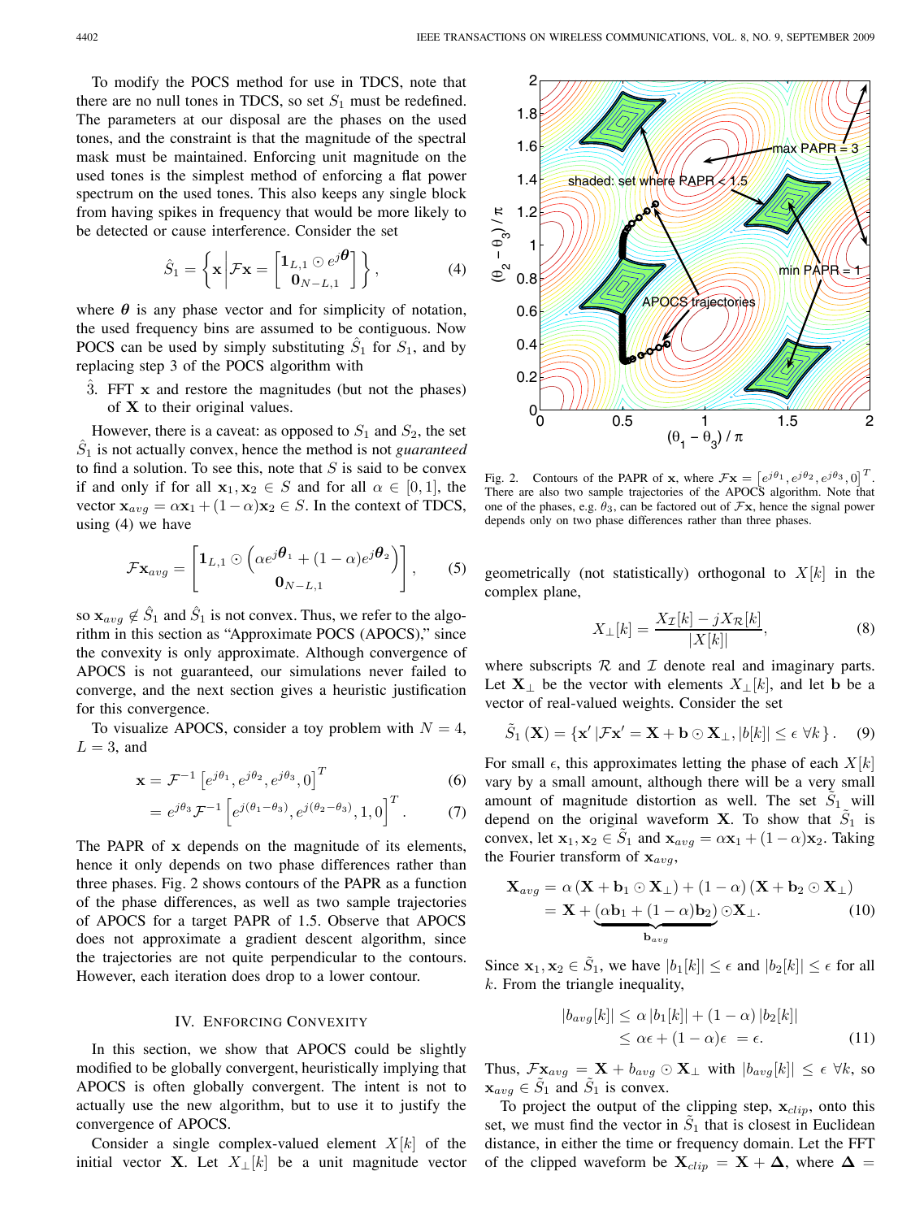To modify the POCS method for use in TDCS, note that there are no null tones in TDCS, so set $S_1$ must be redefined. The parameters at our disposal are the phases on the used tones, and the constraint is that the magnitude of the spectral mask must be maintained. Enforcing unit magnitude on the used tones is the simplest method of enforcing a flat power spectrum on the used tones. This also keeps any single block from having spikes in frequency that would be more likely to be detected or cause interference. Consider the set

$$\hat{S}_1 = \left\{ \mathbf{x} \middle| \mathcal{F}\mathbf{x} = \begin{bmatrix} \mathbf{1}_{L,1} \odot e^{j\boldsymbol{\theta}} \\ \mathbf{0}_{N-L,1} \end{bmatrix} \right\}, \quad (4)$$

where $\boldsymbol{\theta}$ is any phase vector and for simplicity of notation, the used frequency bins are assumed to be contiguous. Now POCS can be used by simply substituting $\hat{S}_1$ for $S_1$, and by replacing step 3 of the POCS algorithm with

$\hat{3}$. FFT $\mathbf{x}$ and restore the magnitudes (but not the phases) of $\mathbf{X}$ to their original values.

However, there is a caveat: as opposed to $S_1$ and $S_2$, the set $\hat{S}_1$ is not actually convex, hence the method is not *guaranteed* to find a solution. To see this, note that $S$ is said to be convex if and only if for all $\mathbf{x}_1, \mathbf{x}_2 \in S$ and for all $\alpha \in [0, 1]$, the vector $\mathbf{x}_{avg} = \alpha\mathbf{x}_1 + (1-\alpha)\mathbf{x}_2 \in S$. In the context of TDCS, using (4) we have

$$\mathcal{F}\mathbf{x}_{avg} = \begin{bmatrix} \mathbf{1}_{L,1} \odot \left( \alpha e^{j\boldsymbol{\theta}_1} + (1-\alpha) e^{j\boldsymbol{\theta}_2} \right) \\ \mathbf{0}_{N-L,1} \end{bmatrix}, \quad (5)$$

so $\mathbf{x}_{avg} \notin \hat{S}_1$ and $\hat{S}_1$ is not convex. Thus, we refer to the algorithm in this section as "Approximate POCS (APOCS)," since the convexity is only approximate. Although convergence of APOCS is not guaranteed, our simulations never failed to converge, and the next section gives a heuristic justification for this convergence.

To visualize APOCS, consider a toy problem with $N = 4$, $L = 3$, and

$$\mathbf{x} = \mathcal{F}^{-1} \left[ e^{j\theta_1}, e^{j\theta_2}, e^{j\theta_3}, 0 \right]^T \quad (6)$$

$$= e^{j\theta_3} \mathcal{F}^{-1} \left[ e^{j(\theta_1 - \theta_3)}, e^{j(\theta_2 - \theta_3)}, 1, 0 \right]^T. \quad (7)$$

The PAPR of $\mathbf{x}$ depends on the magnitude of its elements, hence it only depends on two phase differences rather than three phases. Fig. 2 shows contours of the PAPR as a function of the phase differences, as well as two sample trajectories of APOCS for a target PAPR of 1.5. Observe that APOCS does not approximate a gradient descent algorithm, since the trajectories are not quite perpendicular to the contours. However, each iteration does drop to a lower contour.

Fig. 2. Contours of the PAPR of $\mathbf{x}$, where $\mathcal{F}\mathbf{x} = \left[e^{j\theta_1}, e^{j\theta_2}, e^{j\theta_3}, 0\right]^T$. There are also two sample trajectories of the APOCS algorithm. Note that one of the phases, e.g. $\theta_3$, can be factored out of $\mathcal{F}\mathbf{x}$, hence the signal power depends only on two phase differences rather than three phases.

## IV. Enforcing Convexity

In this section, we show that APOCS could be slightly modified to be globally convergent, heuristically implying that APOCS is often globally convergent. The intent is not to actually use the new algorithm, but to use it to justify the convergence of APOCS.

Consider a single complex-valued element $X[k]$ of the initial vector $\mathbf{X}$. Let $X_\perp[k]$ be a unit magnitude vector geometrically (not statistically) orthogonal to $X[k]$ in the complex plane,

$$X_\perp[k] = \frac{X_\mathcal{I}[k] - jX_\mathcal{R}[k]}{|X[k]|}, \quad (8)$$

where subscripts $\mathcal{R}$ and $\mathcal{I}$ denote real and imaginary parts. Let $\mathbf{X}_\perp$ be the vector with elements $X_\perp[k]$, and let $\mathbf{b}$ be a vector of real-valued weights. Consider the set

$$\tilde{S}_1(\mathbf{X}) = \{\mathbf{x}' \,|\mathcal{F}\mathbf{x}' = \mathbf{X} + \mathbf{b} \odot \mathbf{X}_\perp, |b[k]| \le \epsilon \ \forall k\}. \quad (9)$$

For small $\epsilon$, this approximates letting the phase of each $X[k]$ vary by a small amount, although there will be a very small amount of magnitude distortion as well. The set $\tilde{S}_1$ will depend on the original waveform $\mathbf{X}$. To show that $\tilde{S}_1$ is convex, let $\mathbf{x}_1, \mathbf{x}_2 \in \tilde{S}_1$ and $\mathbf{x}_{avg} = \alpha\mathbf{x}_1 + (1-\alpha)\mathbf{x}_2$. Taking the Fourier transform of $\mathbf{x}_{avg}$,

$$\begin{aligned} \mathbf{X}_{avg} &= \alpha\left(\mathbf{X} + \mathbf{b}_1 \odot \mathbf{X}_\perp\right) + (1-\alpha)\left(\mathbf{X} + \mathbf{b}_2 \odot \mathbf{X}_\perp\right) \\ &= \mathbf{X} + \underbrace{\left(\alpha\mathbf{b}_1 + (1-\alpha)\mathbf{b}_2\right)}_{\mathbf{b}_{avg}} \odot \mathbf{X}_\perp. \end{aligned} \quad (10)$$

Since $\mathbf{x}_1, \mathbf{x}_2 \in \tilde{S}_1$, we have $|b_1[k]| \le \epsilon$ and $|b_2[k]| \le \epsilon$ for all $k$. From the triangle inequality,

$$\begin{aligned} |b_{avg}[k]| &\le \alpha\,|b_1[k]| + (1-\alpha)\,|b_2[k]| \\ &\le \alpha\epsilon + (1-\alpha)\epsilon \ = \epsilon. \end{aligned} \quad (11)$$

Thus, $\mathcal{F}\mathbf{x}_{avg} = \mathbf{X} + b_{avg} \odot \mathbf{X}_\perp$ with $|b_{avg}[k]| \le \epsilon \ \forall k$, so $\mathbf{x}_{avg} \in \tilde{S}_1$ and $\tilde{S}_1$ is convex.

To project the output of the clipping step, $\mathbf{x}_{clip}$, onto this set, we must find the vector in $\tilde{S}_1$ that is closest in Euclidean distance, in either the time or frequency domain. Let the FFT of the clipped waveform be $\mathbf{X}_{clip} = \mathbf{X} + \boldsymbol{\Delta}$, where $\boldsymbol{\Delta} =$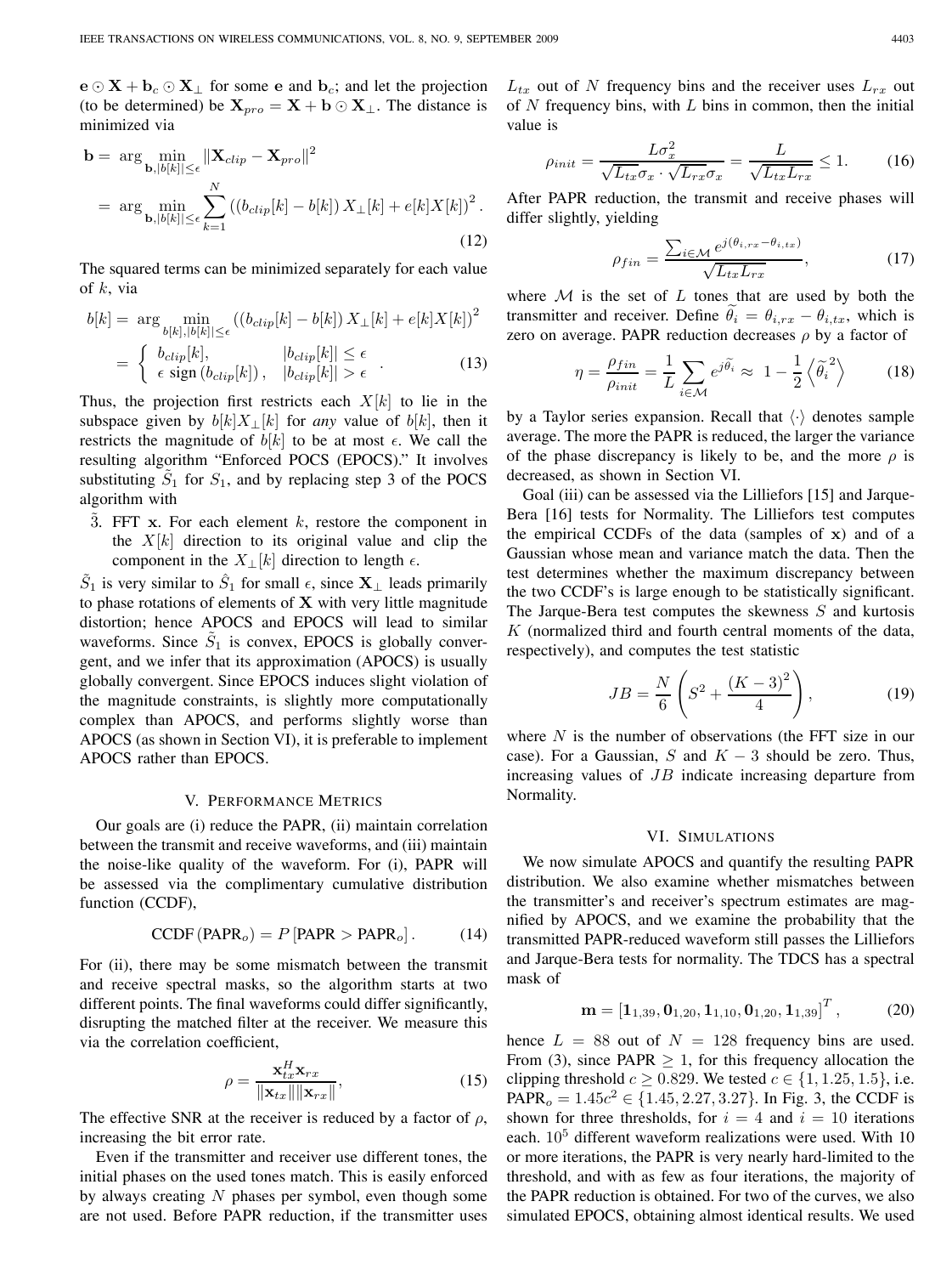$\mathbf{e} \odot \mathbf{X} + \mathbf{b}_c \odot \mathbf{X}_\perp$ for some $\mathbf{e}$ and $\mathbf{b}_c$; and let the projection (to be determined) be $\mathbf{X}_{pro} = \mathbf{X} + \mathbf{b} \odot \mathbf{X}_\perp$. The distance is minimized via

$$
\begin{aligned}
\mathbf{b} &= \arg \min_{\mathbf{b}, |b[k]| \le \epsilon} \|\mathbf{X}_{clip} - \mathbf{X}_{pro}\|^2 \\
&= \arg \min_{\mathbf{b}, |b[k]| \le \epsilon} \sum_{k=1}^{N} \left( (b_{clip}[k] - b[k]) X_\perp[k] + e[k] X[k] \right)^2 .
\end{aligned} \tag{12}
$$

The squared terms can be minimized separately for each value of $k$, via

$$
\begin{aligned}
b[k] &= \arg \min_{b[k], |b[k]| \le \epsilon} \left( (b_{clip}[k] - b[k]) X_\perp[k] + e[k] X[k] \right)^2 \\
&= \begin{cases} b_{clip}[k], & |b_{clip}[k]| \le \epsilon \\ \epsilon \ \text{sign}\left(b_{clip}[k]\right), & |b_{clip}[k]| > \epsilon \end{cases} .
\end{aligned} \tag{13}
$$

Thus, the projection first restricts each $X[k]$ to lie in the subspace given by $b[k]X_\perp[k]$ for *any* value of $b[k]$, then it restricts the magnitude of $b[k]$ to be at most $\epsilon$. We call the resulting algorithm "Enforced POCS (EPOCS)." It involves substituting $\tilde{S}_1$ for $S_1$, and by replacing step 3 of the POCS algorithm with

$\tilde{3}$. FFT $\mathbf{x}$. For each element $k$, restore the component in the $X[k]$ direction to its original value and clip the component in the $X_\perp[k]$ direction to length $\epsilon$.

$\tilde{S}_1$ is very similar to $\hat{S}_1$ for small $\epsilon$, since $\mathbf{X}_\perp$ leads primarily to phase rotations of elements of $\mathbf{X}$ with very little magnitude distortion; hence APOCS and EPOCS will lead to similar waveforms. Since $\tilde{S}_1$ is convex, EPOCS is globally convergent, and we infer that its approximation (APOCS) is usually globally convergent. Since EPOCS induces slight violation of the magnitude constraints, is slightly more computationally complex than APOCS, and performs slightly worse than APOCS (as shown in Section VI), it is preferable to implement APOCS rather than EPOCS.

## V. Performance Metrics

Our goals are (i) reduce the PAPR, (ii) maintain correlation between the transmit and receive waveforms, and (iii) maintain the noise-like quality of the waveform. For (i), PAPR will be assessed via the complimentary cumulative distribution function (CCDF),

$$
\text{CCDF}\left(\text{PAPR}_o\right) = P\left[\text{PAPR} > \text{PAPR}_o\right]. \tag{14}
$$

For (ii), there may be some mismatch between the transmit and receive spectral masks, so the algorithm starts at two different points. The final waveforms could differ significantly, disrupting the matched filter at the receiver. We measure this via the correlation coefficient,

$$
\rho = \frac{\mathbf{x}_{tx}^H \mathbf{x}_{rx}}{\|\mathbf{x}_{tx}\| \|\mathbf{x}_{rx}\|}, \tag{15}
$$

The effective SNR at the receiver is reduced by a factor of $\rho$, increasing the bit error rate.

Even if the transmitter and receiver use different tones, the initial phases on the used tones match. This is easily enforced by always creating $N$ phases per symbol, even though some are not used. Before PAPR reduction, if the transmitter uses $L_{tx}$ out of $N$ frequency bins and the receiver uses $L_{rx}$ out of $N$ frequency bins, with $L$ bins in common, then the initial value is

$$
\rho_{init} = \frac{L\sigma_x^2}{\sqrt{L_{tx}}\sigma_x \cdot \sqrt{L_{rx}}\sigma_x} = \frac{L}{\sqrt{L_{tx}L_{rx}}} \le 1. \tag{16}
$$

After PAPR reduction, the transmit and receive phases will differ slightly, yielding

$$
\rho_{fin} = \frac{\sum_{i \in \mathcal{M}} e^{j(\theta_{i,rx} - \theta_{i,tx})}}{\sqrt{L_{tx}L_{rx}}}, \tag{17}
$$

where $\mathcal{M}$ is the set of $L$ tones that are used by both the transmitter and receiver. Define $\widetilde{\theta}_i = \theta_{i,rx} - \theta_{i,tx}$, which is zero on average. PAPR reduction decreases $\rho$ by a factor of

$$
\eta = \frac{\rho_{fin}}{\rho_{init}} = \frac{1}{L} \sum_{i \in \mathcal{M}} e^{j\widetilde{\theta}_i} \approx 1 - \frac{1}{2}\left\langle \widetilde{\theta}_i^{\,2} \right\rangle \tag{18}
$$

by a Taylor series expansion. Recall that $\langle \cdot \rangle$ denotes sample average. The more the PAPR is reduced, the larger the variance of the phase discrepancy is likely to be, and the more $\rho$ is decreased, as shown in Section VI.

Goal (iii) can be assessed via the Lilliefors [15] and Jarque-Bera [16] tests for Normality. The Lilliefors test computes the empirical CCDFs of the data (samples of $\mathbf{x}$) and of a Gaussian whose mean and variance match the data. Then the test determines whether the maximum discrepancy between the two CCDF's is large enough to be statistically significant. The Jarque-Bera test computes the skewness $S$ and kurtosis $K$ (normalized third and fourth central moments of the data, respectively), and computes the test statistic

$$
JB = \frac{N}{6}\left(S^2 + \frac{(K-3)^2}{4}\right), \tag{19}
$$

where $N$ is the number of observations (the FFT size in our case). For a Gaussian, $S$ and $K - 3$ should be zero. Thus, increasing values of $JB$ indicate increasing departure from Normality.

## VI. Simulations

We now simulate APOCS and quantify the resulting PAPR distribution. We also examine whether mismatches between the transmitter's and receiver's spectrum estimates are magnified by APOCS, and we examine the probability that the transmitted PAPR-reduced waveform still passes the Lilliefors and Jarque-Bera tests for normality. The TDCS has a spectral mask of

$$
\mathbf{m} = \left[\mathbf{1}_{1,39}, \mathbf{0}_{1,20}, \mathbf{1}_{1,10}, \mathbf{0}_{1,20}, \mathbf{1}_{1,39}\right]^T, \tag{20}
$$

hence $L = 88$ out of $N = 128$ frequency bins are used. From (3), since PAPR $\ge 1$, for this frequency allocation the clipping threshold $c \ge 0.829$. We tested $c \in \{1, 1.25, 1.5\}$, i.e. $\text{PAPR}_o = 1.45c^2 \in \{1.45, 2.27, 3.27\}$. In Fig. 3, the CCDF is shown for three thresholds, for $i = 4$ and $i = 10$ iterations each. $10^5$ different waveform realizations were used. With 10 or more iterations, the PAPR is very nearly hard-limited to the threshold, and with as few as four iterations, the majority of the PAPR reduction is obtained. For two of the curves, we also simulated EPOCS, obtaining almost identical results. We used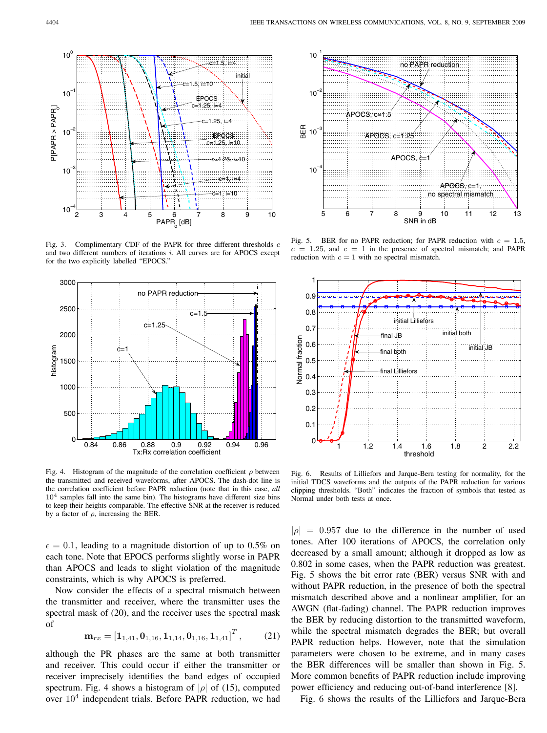Fig. 3. Complimentary CDF of the PAPR for three different thresholds $c$ and two different numbers of iterations $i$. All curves are for APOCS except for the two explicitly labelled "EPOCS."

Fig. 5. BER for no PAPR reduction; for PAPR reduction with $c = 1.5$, $c = 1.25$, and $c = 1$ in the presence of spectral mismatch; and PAPR reduction with $c = 1$ with no spectral mismatch.

Fig. 4. Histogram of the magnitude of the correlation coefficient $\rho$ between the transmitted and received waveforms, after APOCS. The dash-dot line is the correlation coefficient before PAPR reduction (note that in this case, *all* $10^4$ samples fall into the same bin). The histograms have different size bins to keep their heights comparable. The effective SNR at the receiver is reduced by a factor of $\rho$, increasing the BER.

Fig. 6. Results of Lilliefors and Jarque-Bera testing for normality, for the initial TDCS waveforms and the outputs of the PAPR reduction for various clipping thresholds. "Both" indicates the fraction of symbols that tested as Normal under both tests at once.

$\epsilon = 0.1$, leading to a magnitude distortion of up to 0.5% on each tone. Note that EPOCS performs slightly worse in PAPR than APOCS and leads to slight violation of the magnitude constraints, which is why APOCS is preferred.

Now consider the effects of a spectral mismatch between the transmitter and receiver, where the transmitter uses the spectral mask of (20), and the receiver uses the spectral mask of

$$\mathbf{m}_{rx} = [\mathbf{1}_{1,41}, \mathbf{0}_{1,16}, \mathbf{1}_{1,14}, \mathbf{0}_{1,16}, \mathbf{1}_{1,41}]^T, \tag{21}$$

although the PR phases are the same at both transmitter and receiver. This could occur if either the transmitter or receiver imprecisely identifies the band edges of occupied spectrum. Fig. 4 shows a histogram of $|\rho|$ of (15), computed over $10^4$ independent trials. Before PAPR reduction, we had $|\rho| = 0.957$ due to the difference in the number of used tones. After 100 iterations of APOCS, the correlation only decreased by a small amount; although it dropped as low as 0.802 in some cases, when the PAPR reduction was greatest. Fig. 5 shows the bit error rate (BER) versus SNR with and without PAPR reduction, in the presence of both the spectral mismatch described above and a nonlinear amplifier, for an AWGN (flat-fading) channel. The PAPR reduction improves the BER by reducing distortion to the transmitted waveform, while the spectral mismatch degrades the BER; but overall PAPR reduction helps. However, note that the simulation parameters were chosen to be extreme, and in many cases the BER differences will be smaller than shown in Fig. 5. More common benefits of PAPR reduction include improving power efficiency and reducing out-of-band interference [8].

Fig. 6 shows the results of the Lilliefors and Jarque-Bera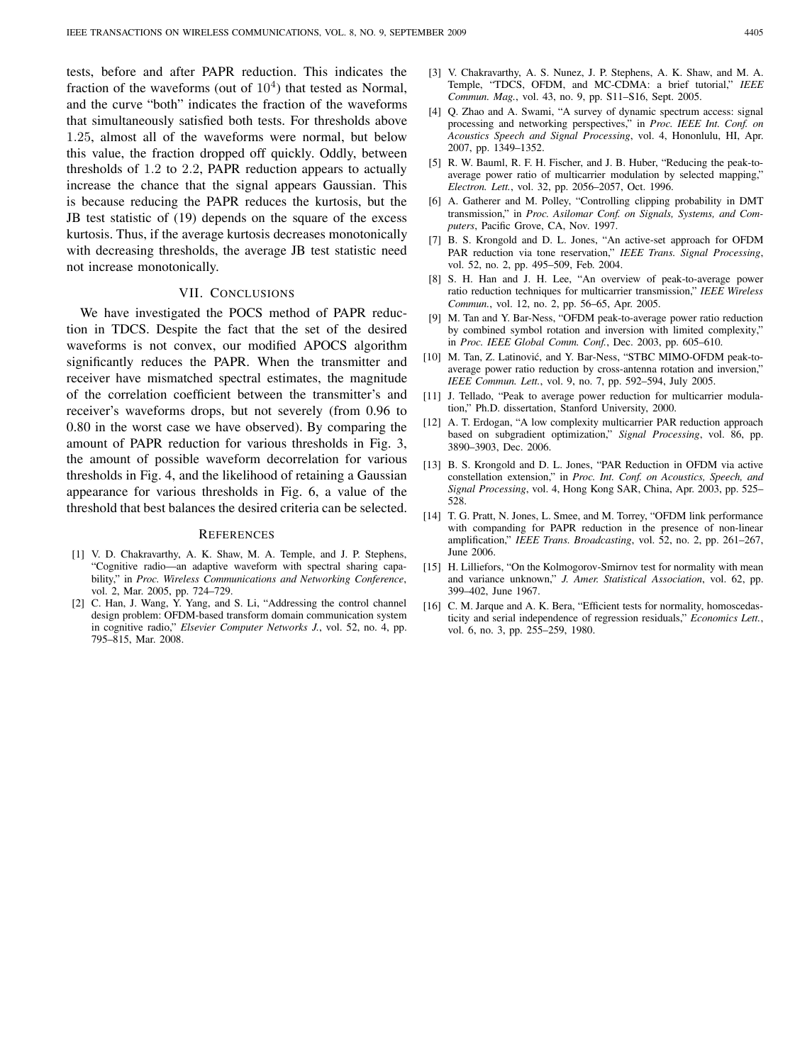tests, before and after PAPR reduction. This indicates the fraction of the waveforms (out of $10^4$) that tested as Normal, and the curve "both" indicates the fraction of the waveforms that simultaneously satisfied both tests. For thresholds above $1.25$, almost all of the waveforms were normal, but below this value, the fraction dropped off quickly. Oddly, between thresholds of $1.2$ to $2.2$, PAPR reduction appears to actually increase the chance that the signal appears Gaussian. This is because reducing the PAPR reduces the kurtosis, but the JB test statistic of (19) depends on the square of the excess kurtosis. Thus, if the average kurtosis decreases monotonically with decreasing thresholds, the average JB test statistic need not increase monotonically.

## VII. Conclusions

We have investigated the POCS method of PAPR reduction in TDCS. Despite the fact that the set of the desired waveforms is not convex, our modified APOCS algorithm significantly reduces the PAPR. When the transmitter and receiver have mismatched spectral estimates, the magnitude of the correlation coefficient between the transmitter's and receiver's waveforms drops, but not severely (from 0.96 to 0.80 in the worst case we have observed). By comparing the amount of PAPR reduction for various thresholds in Fig. 3, the amount of possible waveform decorrelation for various thresholds in Fig. 4, and the likelihood of retaining a Gaussian appearance for various thresholds in Fig. 6, a value of the threshold that best balances the desired criteria can be selected.

## References

[1] V. D. Chakravarthy, A. K. Shaw, M. A. Temple, and J. P. Stephens, "Cognitive radio—an adaptive waveform with spectral sharing capability," in *Proc. Wireless Communications and Networking Conference*, vol. 2, Mar. 2005, pp. 724–729.

[2] C. Han, J. Wang, Y. Yang, and S. Li, "Addressing the control channel design problem: OFDM-based transform domain communication system in cognitive radio," *Elsevier Computer Networks J.*, vol. 52, no. 4, pp. 795–815, Mar. 2008.

[3] V. Chakravarthy, A. S. Nunez, J. P. Stephens, A. K. Shaw, and M. A. Temple, "TDCS, OFDM, and MC-CDMA: a brief tutorial," *IEEE Commun. Mag.*, vol. 43, no. 9, pp. S11–S16, Sept. 2005.

[4] Q. Zhao and A. Swami, "A survey of dynamic spectrum access: signal processing and networking perspectives," in *Proc. IEEE Int. Conf. on Acoustics Speech and Signal Processing*, vol. 4, Hononlulu, HI, Apr. 2007, pp. 1349–1352.

[5] R. W. Bauml, R. F. H. Fischer, and J. B. Huber, "Reducing the peak-to-average power ratio of multicarrier modulation by selected mapping," *Electron. Lett.*, vol. 32, pp. 2056–2057, Oct. 1996.

[6] A. Gatherer and M. Polley, "Controlling clipping probability in DMT transmission," in *Proc. Asilomar Conf. on Signals, Systems, and Computers*, Pacific Grove, CA, Nov. 1997.

[7] B. S. Krongold and D. L. Jones, "An active-set approach for OFDM PAR reduction via tone reservation," *IEEE Trans. Signal Processing*, vol. 52, no. 2, pp. 495–509, Feb. 2004.

[8] S. H. Han and J. H. Lee, "An overview of peak-to-average power ratio reduction techniques for multicarrier transmission," *IEEE Wireless Commun.*, vol. 12, no. 2, pp. 56–65, Apr. 2005.

[9] M. Tan and Y. Bar-Ness, "OFDM peak-to-average power ratio reduction by combined symbol rotation and inversion with limited complexity," in *Proc. IEEE Global Comm. Conf.*, Dec. 2003, pp. 605–610.

[10] M. Tan, Z. Latinović, and Y. Bar-Ness, "STBC MIMO-OFDM peak-to-average power ratio reduction by cross-antenna rotation and inversion," *IEEE Commun. Lett.*, vol. 9, no. 7, pp. 592–594, July 2005.

[11] J. Tellado, "Peak to average power reduction for multicarrier modulation," Ph.D. dissertation, Stanford University, 2000.

[12] A. T. Erdogan, "A low complexity multicarrier PAR reduction approach based on subgradient optimization," *Signal Processing*, vol. 86, pp. 3890–3903, Dec. 2006.

[13] B. S. Krongold and D. L. Jones, "PAR Reduction in OFDM via active constellation extension," in *Proc. Int. Conf. on Acoustics, Speech, and Signal Processing*, vol. 4, Hong Kong SAR, China, Apr. 2003, pp. 525–528.

[14] T. G. Pratt, N. Jones, L. Smee, and M. Torrey, "OFDM link performance with companding for PAPR reduction in the presence of non-linear amplification," *IEEE Trans. Broadcasting*, vol. 52, no. 2, pp. 261–267, June 2006.

[15] H. Lilliefors, "On the Kolmogorov-Smirnov test for normality with mean and variance unknown," *J. Amer. Statistical Association*, vol. 62, pp. 399–402, June 1967.

[16] C. M. Jarque and A. K. Bera, "Efficient tests for normality, homoscedasticity and serial independence of regression residuals," *Economics Lett.*, vol. 6, no. 3, pp. 255–259, 1980.